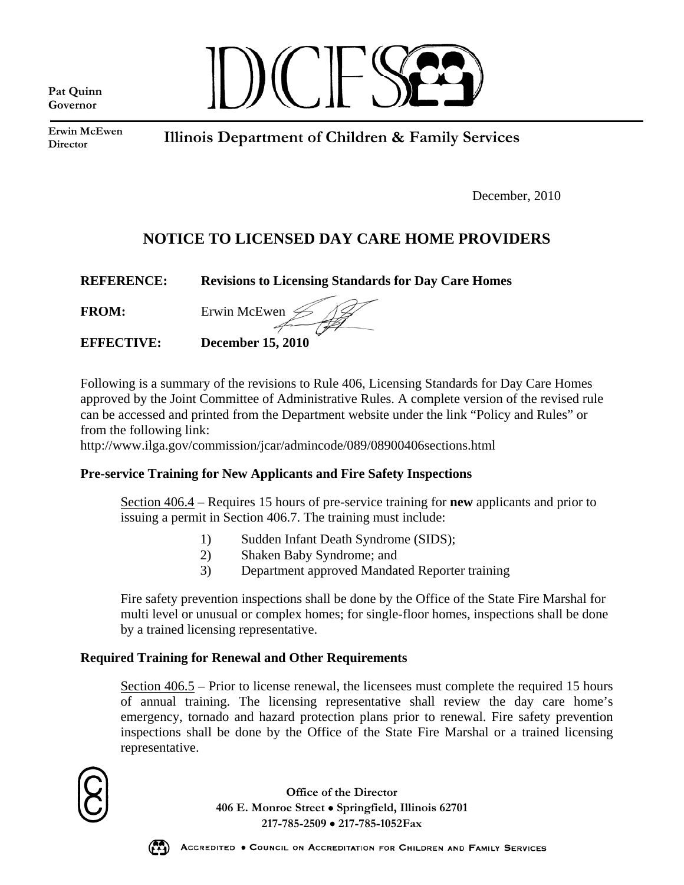Pat Quinn
Governor

DCFS

Erwin McEwen
Director

**Illinois Department of Children & Family Services**

December, 2010

## NOTICE TO LICENSED DAY CARE HOME PROVIDERS

**REFERENCE:** **Revisions to Licensing Standards for Day Care Homes**

**FROM:** Erwin McEwen

**EFFECTIVE:** **December 15, 2010**

Following is a summary of the revisions to Rule 406, Licensing Standards for Day Care Homes approved by the Joint Committee of Administrative Rules. A complete version of the revised rule can be accessed and printed from the Department website under the link "Policy and Rules" or from the following link:
http://www.ilga.gov/commission/jcar/admincode/089/08900406sections.html

### Pre-service Training for New Applicants and Fire Safety Inspections

Section 406.4 – Requires 15 hours of pre-service training for **new** applicants and prior to issuing a permit in Section 406.7. The training must include:

1) Sudden Infant Death Syndrome (SIDS);
2) Shaken Baby Syndrome; and
3) Department approved Mandated Reporter training

Fire safety prevention inspections shall be done by the Office of the State Fire Marshal for multi level or unusual or complex homes; for single-floor homes, inspections shall be done by a trained licensing representative.

### Required Training for Renewal and Other Requirements

Section 406.5 – Prior to license renewal, the licensees must complete the required 15 hours of annual training. The licensing representative shall review the day care home's emergency, tornado and hazard protection plans prior to renewal. Fire safety prevention inspections shall be done by the Office of the State Fire Marshal or a trained licensing representative.

**Office of the Director**
**406 E. Monroe Street • Springfield, Illinois 62701**
**217-785-2509 • 217-785-1052Fax**

ACCREDITED • COUNCIL ON ACCREDITATION FOR CHILDREN AND FAMILY SERVICES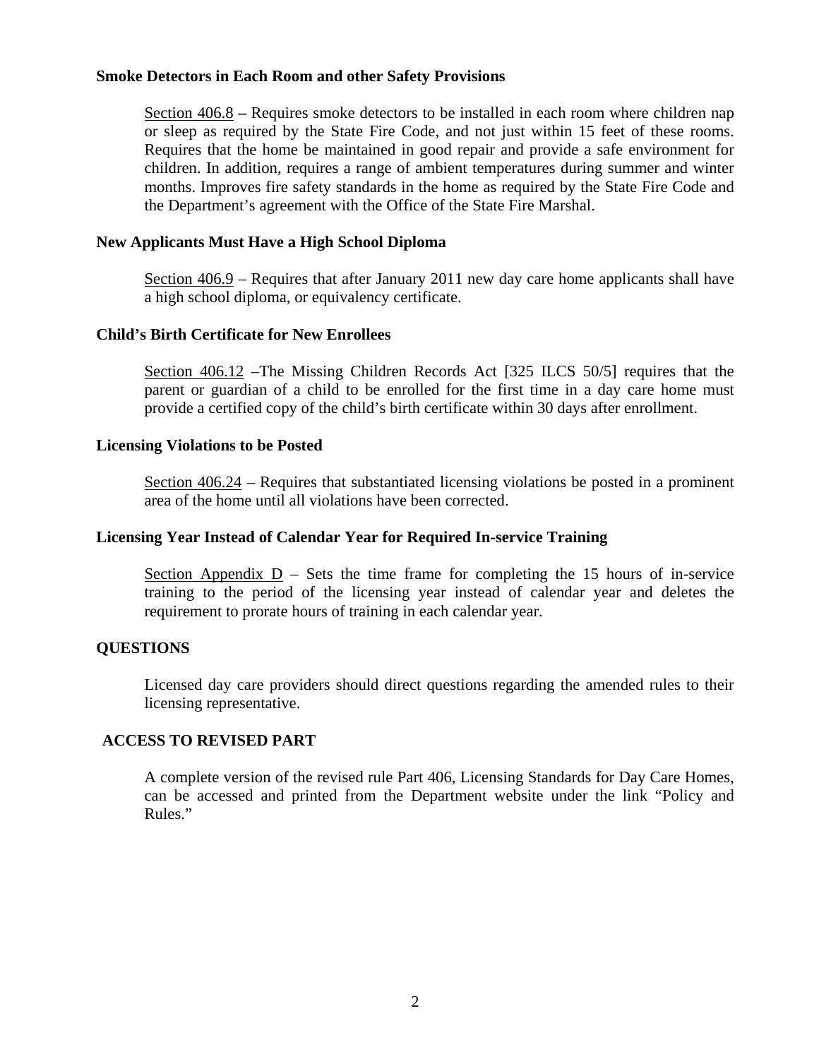**Smoke Detectors in Each Room and other Safety Provisions**

Section 406.8 **–** Requires smoke detectors to be installed in each room where children nap or sleep as required by the State Fire Code, and not just within 15 feet of these rooms. Requires that the home be maintained in good repair and provide a safe environment for children. In addition, requires a range of ambient temperatures during summer and winter months. Improves fire safety standards in the home as required by the State Fire Code and the Department's agreement with the Office of the State Fire Marshal.

**New Applicants Must Have a High School Diploma**

Section 406.9 – Requires that after January 2011 new day care home applicants shall have a high school diploma, or equivalency certificate.

**Child's Birth Certificate for New Enrollees**

Section 406.12 –The Missing Children Records Act [325 ILCS 50/5] requires that the parent or guardian of a child to be enrolled for the first time in a day care home must provide a certified copy of the child's birth certificate within 30 days after enrollment.

**Licensing Violations to be Posted**

Section 406.24 – Requires that substantiated licensing violations be posted in a prominent area of the home until all violations have been corrected.

**Licensing Year Instead of Calendar Year for Required In-service Training**

Section Appendix D – Sets the time frame for completing the 15 hours of in-service training to the period of the licensing year instead of calendar year and deletes the requirement to prorate hours of training in each calendar year.

**QUESTIONS**

Licensed day care providers should direct questions regarding the amended rules to their licensing representative.

**ACCESS TO REVISED PART**

A complete version of the revised rule Part 406, Licensing Standards for Day Care Homes, can be accessed and printed from the Department website under the link "Policy and Rules."